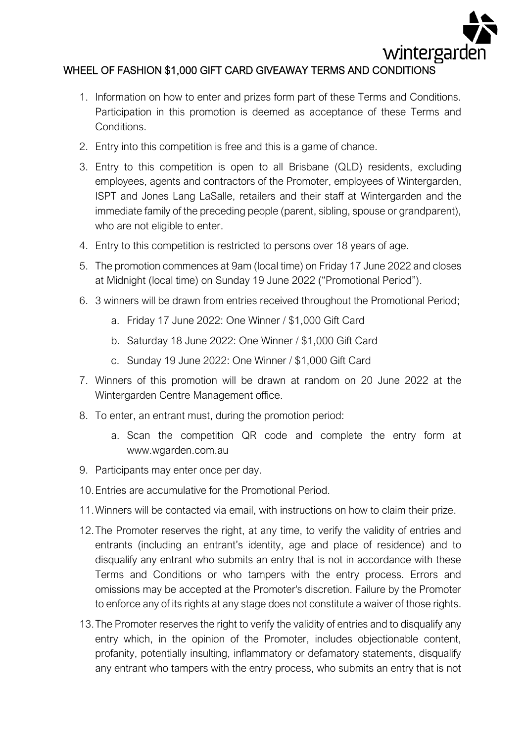# WHEEL OF FASHION $1,000 GIFT CARD GIVEAWAY TERMS AND CONDITIONS

1. Information on how to enter and prizes form part of these Terms and Conditions. Participation in this promotion is deemed as acceptance of these Terms and Conditions.
2. Entry into this competition is free and this is a game of chance.
3. Entry to this competition is open to all Brisbane (QLD) residents, excluding employees, agents and contractors of the Promoter, employees of Wintergarden, ISPT and Jones Lang LaSalle, retailers and their staff at Wintergarden and the immediate family of the preceding people (parent, sibling, spouse or grandparent), who are not eligible to enter.
4. Entry to this competition is restricted to persons over 18 years of age.
5. The promotion commences at 9am (local time) on Friday 17 June 2022 and closes at Midnight (local time) on Sunday 19 June 2022 ("Promotional Period").
6. 3 winners will be drawn from entries received throughout the Promotional Period;
   a. Friday 17 June 2022: One Winner / $1,000 Gift Card
   b. Saturday 18 June 2022: One Winner / $1,000 Gift Card
   c. Sunday 19 June 2022: One Winner / $1,000 Gift Card
7. Winners of this promotion will be drawn at random on 20 June 2022 at the Wintergarden Centre Management office.
8. To enter, an entrant must, during the promotion period:
   a. Scan the competition QR code and complete the entry form at www.wgarden.com.au
9. Participants may enter once per day.
10. Entries are accumulative for the Promotional Period.
11. Winners will be contacted via email, with instructions on how to claim their prize.
12. The Promoter reserves the right, at any time, to verify the validity of entries and entrants (including an entrant's identity, age and place of residence) and to disqualify any entrant who submits an entry that is not in accordance with these Terms and Conditions or who tampers with the entry process. Errors and omissions may be accepted at the Promoter's discretion. Failure by the Promoter to enforce any of its rights at any stage does not constitute a waiver of those rights.
13. The Promoter reserves the right to verify the validity of entries and to disqualify any entry which, in the opinion of the Promoter, includes objectionable content, profanity, potentially insulting, inflammatory or defamatory statements, disqualify any entrant who tampers with the entry process, who submits an entry that is not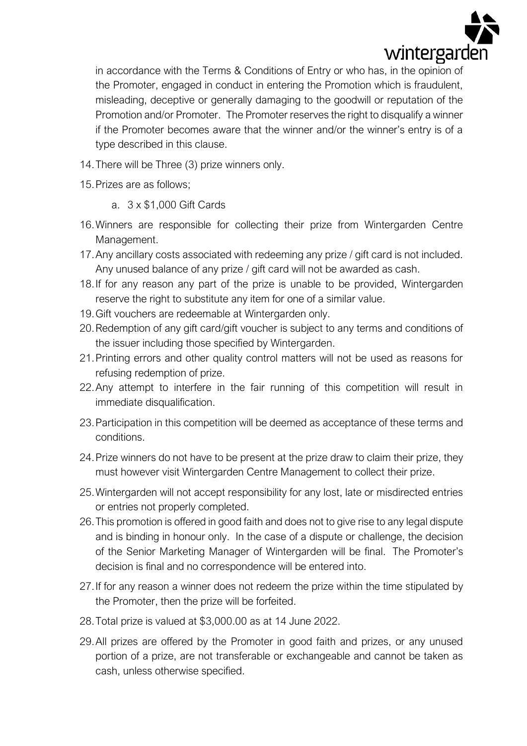in accordance with the Terms & Conditions of Entry or who has, in the opinion of the Promoter, engaged in conduct in entering the Promotion which is fraudulent, misleading, deceptive or generally damaging to the goodwill or reputation of the Promotion and/or Promoter. The Promoter reserves the right to disqualify a winner if the Promoter becomes aware that the winner and/or the winner's entry is of a type described in this clause.

14. There will be Three (3) prize winners only.
15. Prizes are as follows;
    a. 3 x $1,000 Gift Cards
16. Winners are responsible for collecting their prize from Wintergarden Centre Management.
17. Any ancillary costs associated with redeeming any prize / gift card is not included. Any unused balance of any prize / gift card will not be awarded as cash.
18. If for any reason any part of the prize is unable to be provided, Wintergarden reserve the right to substitute any item for one of a similar value.
19. Gift vouchers are redeemable at Wintergarden only.
20. Redemption of any gift card/gift voucher is subject to any terms and conditions of the issuer including those specified by Wintergarden.
21. Printing errors and other quality control matters will not be used as reasons for refusing redemption of prize.
22. Any attempt to interfere in the fair running of this competition will result in immediate disqualification.
23. Participation in this competition will be deemed as acceptance of these terms and conditions.
24. Prize winners do not have to be present at the prize draw to claim their prize, they must however visit Wintergarden Centre Management to collect their prize.
25. Wintergarden will not accept responsibility for any lost, late or misdirected entries or entries not properly completed.
26. This promotion is offered in good faith and does not to give rise to any legal dispute and is binding in honour only. In the case of a dispute or challenge, the decision of the Senior Marketing Manager of Wintergarden will be final. The Promoter's decision is final and no correspondence will be entered into.
27. If for any reason a winner does not redeem the prize within the time stipulated by the Promoter, then the prize will be forfeited.
28. Total prize is valued at $3,000.00 as at 14 June 2022.
29. All prizes are offered by the Promoter in good faith and prizes, or any unused portion of a prize, are not transferable or exchangeable and cannot be taken as cash, unless otherwise specified.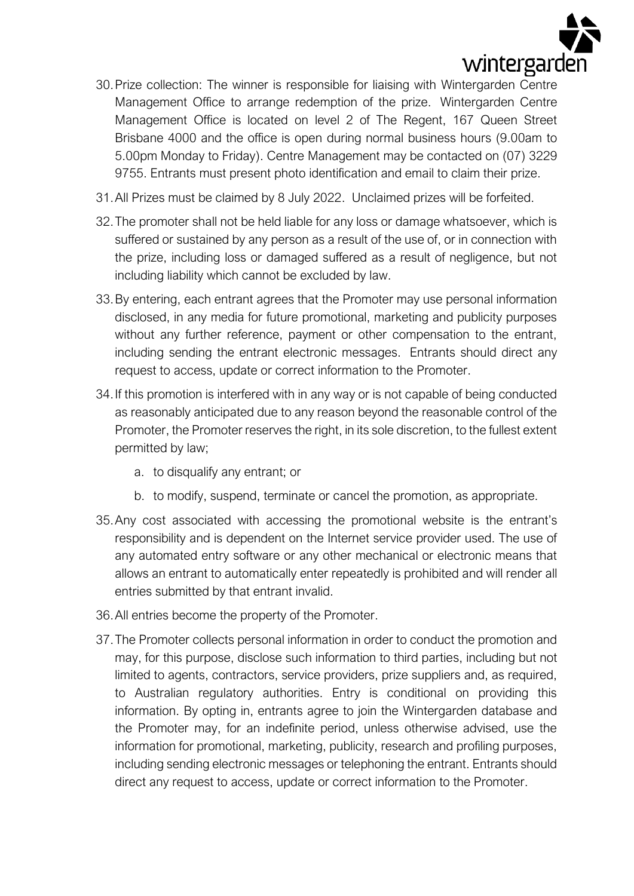30. Prize collection: The winner is responsible for liaising with Wintergarden Centre Management Office to arrange redemption of the prize. Wintergarden Centre Management Office is located on level 2 of The Regent, 167 Queen Street Brisbane 4000 and the office is open during normal business hours (9.00am to 5.00pm Monday to Friday). Centre Management may be contacted on (07) 3229 9755. Entrants must present photo identification and email to claim their prize.

31. All Prizes must be claimed by 8 July 2022. Unclaimed prizes will be forfeited.

32. The promoter shall not be held liable for any loss or damage whatsoever, which is suffered or sustained by any person as a result of the use of, or in connection with the prize, including loss or damaged suffered as a result of negligence, but not including liability which cannot be excluded by law.

33. By entering, each entrant agrees that the Promoter may use personal information disclosed, in any media for future promotional, marketing and publicity purposes without any further reference, payment or other compensation to the entrant, including sending the entrant electronic messages. Entrants should direct any request to access, update or correct information to the Promoter.

34. If this promotion is interfered with in any way or is not capable of being conducted as reasonably anticipated due to any reason beyond the reasonable control of the Promoter, the Promoter reserves the right, in its sole discretion, to the fullest extent permitted by law;
    a. to disqualify any entrant; or
    b. to modify, suspend, terminate or cancel the promotion, as appropriate.

35. Any cost associated with accessing the promotional website is the entrant's responsibility and is dependent on the Internet service provider used. The use of any automated entry software or any other mechanical or electronic means that allows an entrant to automatically enter repeatedly is prohibited and will render all entries submitted by that entrant invalid.

36. All entries become the property of the Promoter.

37. The Promoter collects personal information in order to conduct the promotion and may, for this purpose, disclose such information to third parties, including but not limited to agents, contractors, service providers, prize suppliers and, as required, to Australian regulatory authorities. Entry is conditional on providing this information. By opting in, entrants agree to join the Wintergarden database and the Promoter may, for an indefinite period, unless otherwise advised, use the information for promotional, marketing, publicity, research and profiling purposes, including sending electronic messages or telephoning the entrant. Entrants should direct any request to access, update or correct information to the Promoter.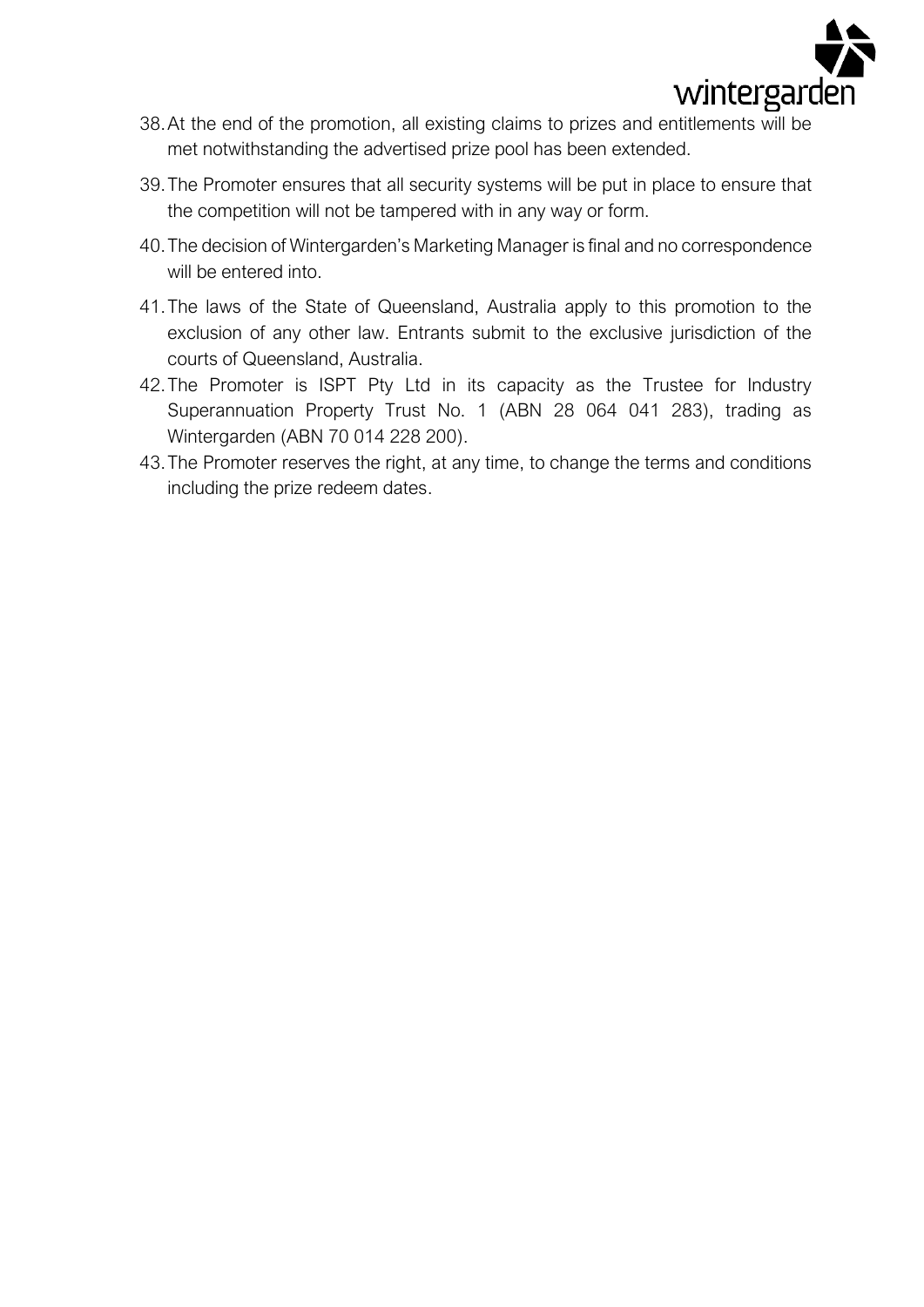38. At the end of the promotion, all existing claims to prizes and entitlements will be met notwithstanding the advertised prize pool has been extended.
39. The Promoter ensures that all security systems will be put in place to ensure that the competition will not be tampered with in any way or form.
40. The decision of Wintergarden's Marketing Manager is final and no correspondence will be entered into.
41. The laws of the State of Queensland, Australia apply to this promotion to the exclusion of any other law. Entrants submit to the exclusive jurisdiction of the courts of Queensland, Australia.
42. The Promoter is ISPT Pty Ltd in its capacity as the Trustee for Industry Superannuation Property Trust No. 1 (ABN 28 064 041 283), trading as Wintergarden (ABN 70 014 228 200).
43. The Promoter reserves the right, at any time, to change the terms and conditions including the prize redeem dates.